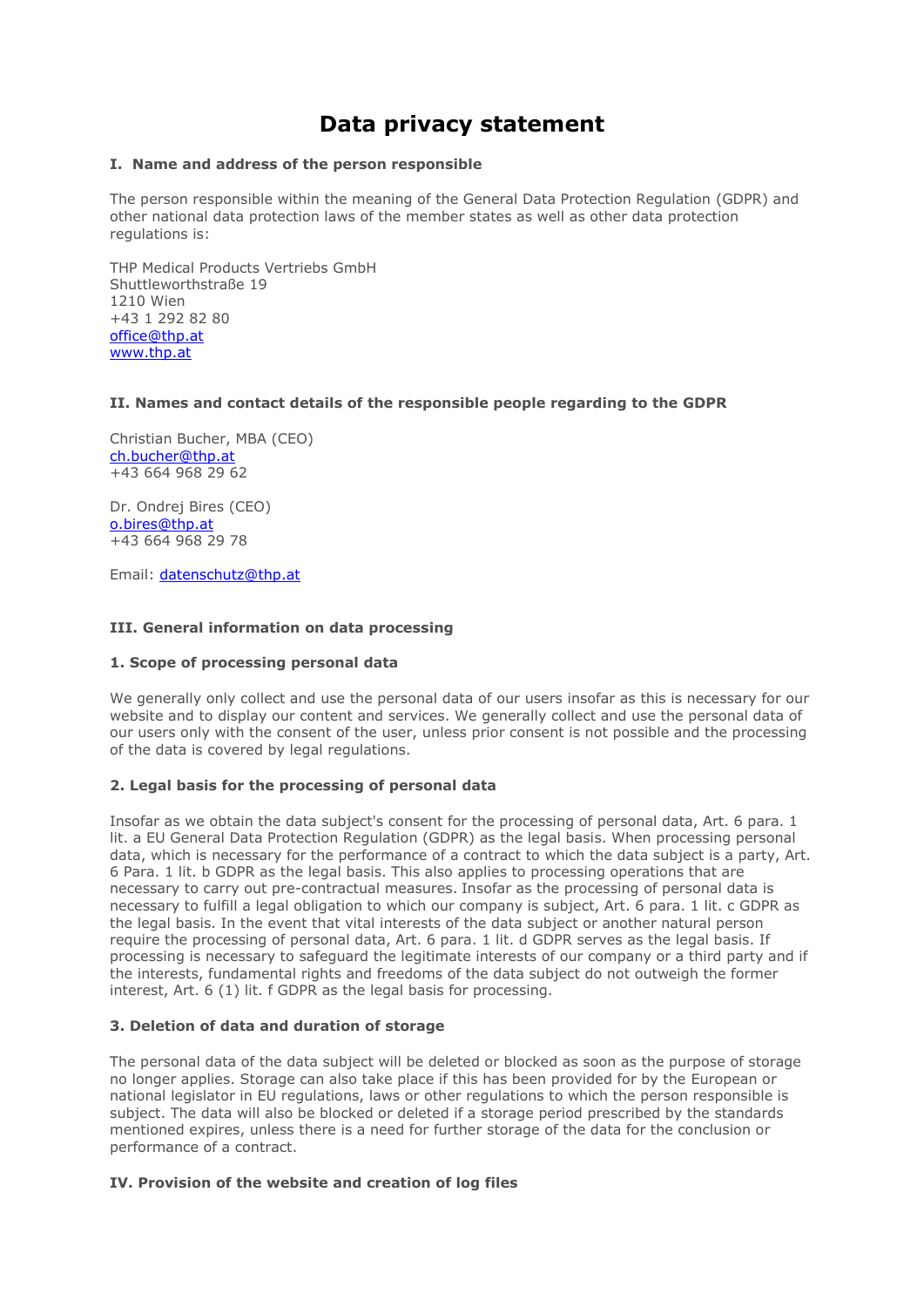# Data privacy statement

## I. Name and address of the person responsible

The person responsible within the meaning of the General Data Protection Regulation (GDPR) and other national data protection laws of the member states as well as other data protection regulations is:

THP Medical Products Vertriebs GmbH
Shuttleworthstraße 19
1210 Wien
+43 1 292 82 80
office@thp.at
www.thp.at

## II. Names and contact details of the responsible people regarding to the GDPR

Christian Bucher, MBA (CEO)
ch.bucher@thp.at
+43 664 968 29 62

Dr. Ondrej Bires (CEO)
o.bires@thp.at
+43 664 968 29 78

Email: datenschutz@thp.at

## III. General information on data processing

### 1. Scope of processing personal data

We generally only collect and use the personal data of our users insofar as this is necessary for our website and to display our content and services. We generally collect and use the personal data of our users only with the consent of the user, unless prior consent is not possible and the processing of the data is covered by legal regulations.

### 2. Legal basis for the processing of personal data

Insofar as we obtain the data subject's consent for the processing of personal data, Art. 6 para. 1 lit. a EU General Data Protection Regulation (GDPR) as the legal basis. When processing personal data, which is necessary for the performance of a contract to which the data subject is a party, Art. 6 Para. 1 lit. b GDPR as the legal basis. This also applies to processing operations that are necessary to carry out pre-contractual measures. Insofar as the processing of personal data is necessary to fulfill a legal obligation to which our company is subject, Art. 6 para. 1 lit. c GDPR as the legal basis. In the event that vital interests of the data subject or another natural person require the processing of personal data, Art. 6 para. 1 lit. d GDPR serves as the legal basis. If processing is necessary to safeguard the legitimate interests of our company or a third party and if the interests, fundamental rights and freedoms of the data subject do not outweigh the former interest, Art. 6 (1) lit. f GDPR as the legal basis for processing.

### 3. Deletion of data and duration of storage

The personal data of the data subject will be deleted or blocked as soon as the purpose of storage no longer applies. Storage can also take place if this has been provided for by the European or national legislator in EU regulations, laws or other regulations to which the person responsible is subject. The data will also be blocked or deleted if a storage period prescribed by the standards mentioned expires, unless there is a need for further storage of the data for the conclusion or performance of a contract.

## IV. Provision of the website and creation of log files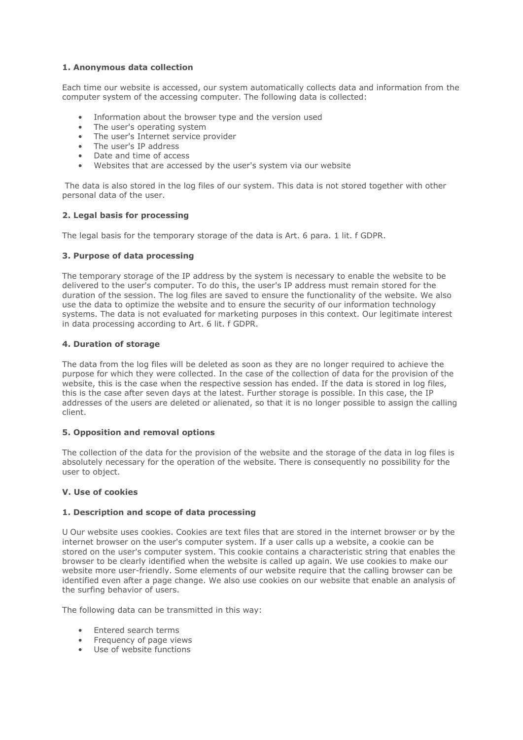**1. Anonymous data collection**

Each time our website is accessed, our system automatically collects data and information from the computer system of the accessing computer. The following data is collected:

- Information about the browser type and the version used
- The user's operating system
- The user's Internet service provider
- The user's IP address
- Date and time of access
- Websites that are accessed by the user's system via our website

The data is also stored in the log files of our system. This data is not stored together with other personal data of the user.

**2. Legal basis for processing**

The legal basis for the temporary storage of the data is Art. 6 para. 1 lit. f GDPR.

**3. Purpose of data processing**

The temporary storage of the IP address by the system is necessary to enable the website to be delivered to the user's computer. To do this, the user's IP address must remain stored for the duration of the session. The log files are saved to ensure the functionality of the website. We also use the data to optimize the website and to ensure the security of our information technology systems. The data is not evaluated for marketing purposes in this context. Our legitimate interest in data processing according to Art. 6 lit. f GDPR.

**4. Duration of storage**

The data from the log files will be deleted as soon as they are no longer required to achieve the purpose for which they were collected. In the case of the collection of data for the provision of the website, this is the case when the respective session has ended. If the data is stored in log files, this is the case after seven days at the latest. Further storage is possible. In this case, the IP addresses of the users are deleted or alienated, so that it is no longer possible to assign the calling client.

**5. Opposition and removal options**

The collection of the data for the provision of the website and the storage of the data in log files is absolutely necessary for the operation of the website. There is consequently no possibility for the user to object.

**V. Use of cookies**

**1. Description and scope of data processing**

U Our website uses cookies. Cookies are text files that are stored in the internet browser or by the internet browser on the user's computer system. If a user calls up a website, a cookie can be stored on the user's computer system. This cookie contains a characteristic string that enables the browser to be clearly identified when the website is called up again. We use cookies to make our website more user-friendly. Some elements of our website require that the calling browser can be identified even after a page change. We also use cookies on our website that enable an analysis of the surfing behavior of users.

The following data can be transmitted in this way:

- Entered search terms
- Frequency of page views
- Use of website functions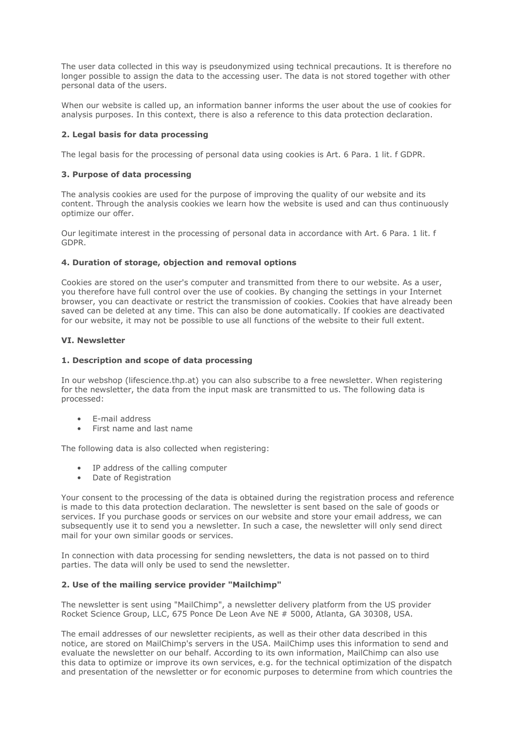The user data collected in this way is pseudonymized using technical precautions. It is therefore no longer possible to assign the data to the accessing user. The data is not stored together with other personal data of the users.

When our website is called up, an information banner informs the user about the use of cookies for analysis purposes. In this context, there is also a reference to this data protection declaration.

**2. Legal basis for data processing**

The legal basis for the processing of personal data using cookies is Art. 6 Para. 1 lit. f GDPR.

**3. Purpose of data processing**

The analysis cookies are used for the purpose of improving the quality of our website and its content. Through the analysis cookies we learn how the website is used and can thus continuously optimize our offer.

Our legitimate interest in the processing of personal data in accordance with Art. 6 Para. 1 lit. f GDPR.

**4. Duration of storage, objection and removal options**

Cookies are stored on the user's computer and transmitted from there to our website. As a user, you therefore have full control over the use of cookies. By changing the settings in your Internet browser, you can deactivate or restrict the transmission of cookies. Cookies that have already been saved can be deleted at any time. This can also be done automatically. If cookies are deactivated for our website, it may not be possible to use all functions of the website to their full extent.

**VI. Newsletter**

**1. Description and scope of data processing**

In our webshop (lifescience.thp.at) you can also subscribe to a free newsletter. When registering for the newsletter, the data from the input mask are transmitted to us. The following data is processed:

- E-mail address
- First name and last name

The following data is also collected when registering:

- IP address of the calling computer
- Date of Registration

Your consent to the processing of the data is obtained during the registration process and reference is made to this data protection declaration. The newsletter is sent based on the sale of goods or services. If you purchase goods or services on our website and store your email address, we can subsequently use it to send you a newsletter. In such a case, the newsletter will only send direct mail for your own similar goods or services.

In connection with data processing for sending newsletters, the data is not passed on to third parties. The data will only be used to send the newsletter.

**2. Use of the mailing service provider "Mailchimp"**

The newsletter is sent using "MailChimp", a newsletter delivery platform from the US provider Rocket Science Group, LLC, 675 Ponce De Leon Ave NE # 5000, Atlanta, GA 30308, USA.

The email addresses of our newsletter recipients, as well as their other data described in this notice, are stored on MailChimp's servers in the USA. MailChimp uses this information to send and evaluate the newsletter on our behalf. According to its own information, MailChimp can also use this data to optimize or improve its own services, e.g. for the technical optimization of the dispatch and presentation of the newsletter or for economic purposes to determine from which countries the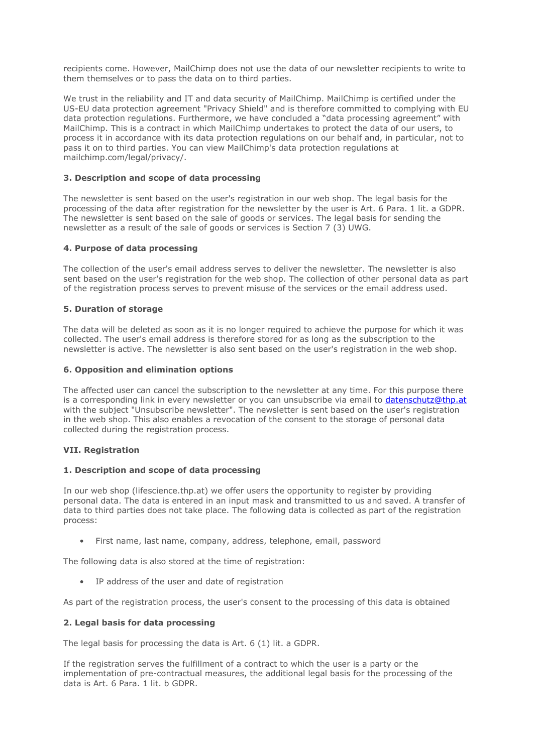recipients come. However, MailChimp does not use the data of our newsletter recipients to write to them themselves or to pass the data on to third parties.

We trust in the reliability and IT and data security of MailChimp. MailChimp is certified under the US-EU data protection agreement "Privacy Shield" and is therefore committed to complying with EU data protection regulations. Furthermore, we have concluded a “data processing agreement” with MailChimp. This is a contract in which MailChimp undertakes to protect the data of our users, to process it in accordance with its data protection regulations on our behalf and, in particular, not to pass it on to third parties. You can view MailChimp's data protection regulations at mailchimp.com/legal/privacy/.

### 3. Description and scope of data processing

The newsletter is sent based on the user's registration in our web shop. The legal basis for the processing of the data after registration for the newsletter by the user is Art. 6 Para. 1 lit. a GDPR. The newsletter is sent based on the sale of goods or services. The legal basis for sending the newsletter as a result of the sale of goods or services is Section 7 (3) UWG.

### 4. Purpose of data processing

The collection of the user's email address serves to deliver the newsletter. The newsletter is also sent based on the user's registration for the web shop. The collection of other personal data as part of the registration process serves to prevent misuse of the services or the email address used.

### 5. Duration of storage

The data will be deleted as soon as it is no longer required to achieve the purpose for which it was collected. The user's email address is therefore stored for as long as the subscription to the newsletter is active. The newsletter is also sent based on the user's registration in the web shop.

### 6. Opposition and elimination options

The affected user can cancel the subscription to the newsletter at any time. For this purpose there is a corresponding link in every newsletter or you can unsubscribe via email to datenschutz@thp.at with the subject "Unsubscribe newsletter". The newsletter is sent based on the user's registration in the web shop. This also enables a revocation of the consent to the storage of personal data collected during the registration process.

## VII. Registration

### 1. Description and scope of data processing

In our web shop (lifescience.thp.at) we offer users the opportunity to register by providing personal data. The data is entered in an input mask and transmitted to us and saved. A transfer of data to third parties does not take place. The following data is collected as part of the registration process:

- First name, last name, company, address, telephone, email, password

The following data is also stored at the time of registration:

- IP address of the user and date of registration

As part of the registration process, the user's consent to the processing of this data is obtained

### 2. Legal basis for data processing

The legal basis for processing the data is Art. 6 (1) lit. a GDPR.

If the registration serves the fulfillment of a contract to which the user is a party or the implementation of pre-contractual measures, the additional legal basis for the processing of the data is Art. 6 Para. 1 lit. b GDPR.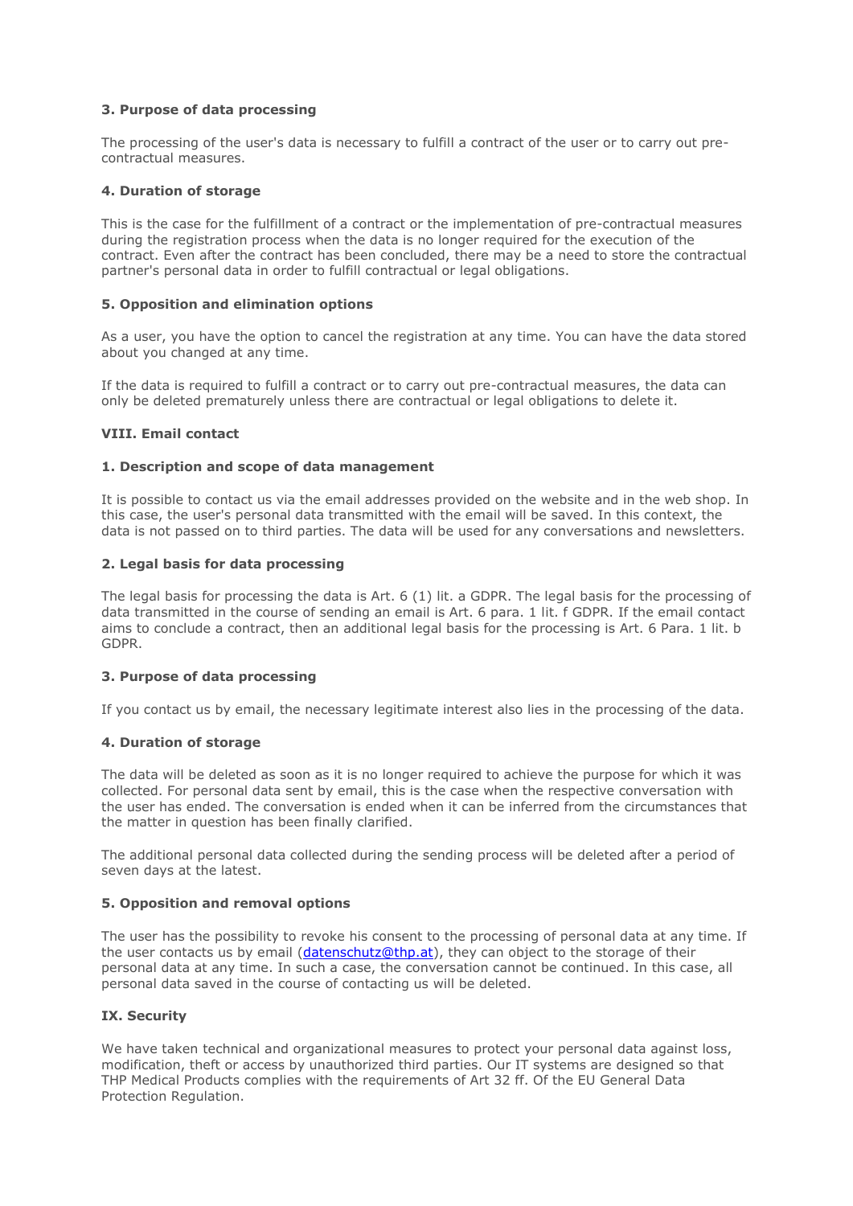### 3. Purpose of data processing

The processing of the user's data is necessary to fulfill a contract of the user or to carry out pre-contractual measures.

### 4. Duration of storage

This is the case for the fulfillment of a contract or the implementation of pre-contractual measures during the registration process when the data is no longer required for the execution of the contract. Even after the contract has been concluded, there may be a need to store the contractual partner's personal data in order to fulfill contractual or legal obligations.

### 5. Opposition and elimination options

As a user, you have the option to cancel the registration at any time. You can have the data stored about you changed at any time.

If the data is required to fulfill a contract or to carry out pre-contractual measures, the data can only be deleted prematurely unless there are contractual or legal obligations to delete it.

## VIII. Email contact

### 1. Description and scope of data management

It is possible to contact us via the email addresses provided on the website and in the web shop. In this case, the user's personal data transmitted with the email will be saved. In this context, the data is not passed on to third parties. The data will be used for any conversations and newsletters.

### 2. Legal basis for data processing

The legal basis for processing the data is Art. 6 (1) lit. a GDPR. The legal basis for the processing of data transmitted in the course of sending an email is Art. 6 para. 1 lit. f GDPR. If the email contact aims to conclude a contract, then an additional legal basis for the processing is Art. 6 Para. 1 lit. b GDPR.

### 3. Purpose of data processing

If you contact us by email, the necessary legitimate interest also lies in the processing of the data.

### 4. Duration of storage

The data will be deleted as soon as it is no longer required to achieve the purpose for which it was collected. For personal data sent by email, this is the case when the respective conversation with the user has ended. The conversation is ended when it can be inferred from the circumstances that the matter in question has been finally clarified.

The additional personal data collected during the sending process will be deleted after a period of seven days at the latest.

### 5. Opposition and removal options

The user has the possibility to revoke his consent to the processing of personal data at any time. If the user contacts us by email (datenschutz@thp.at), they can object to the storage of their personal data at any time. In such a case, the conversation cannot be continued. In this case, all personal data saved in the course of contacting us will be deleted.

## IX. Security

We have taken technical and organizational measures to protect your personal data against loss, modification, theft or access by unauthorized third parties. Our IT systems are designed so that THP Medical Products complies with the requirements of Art 32 ff. Of the EU General Data Protection Regulation.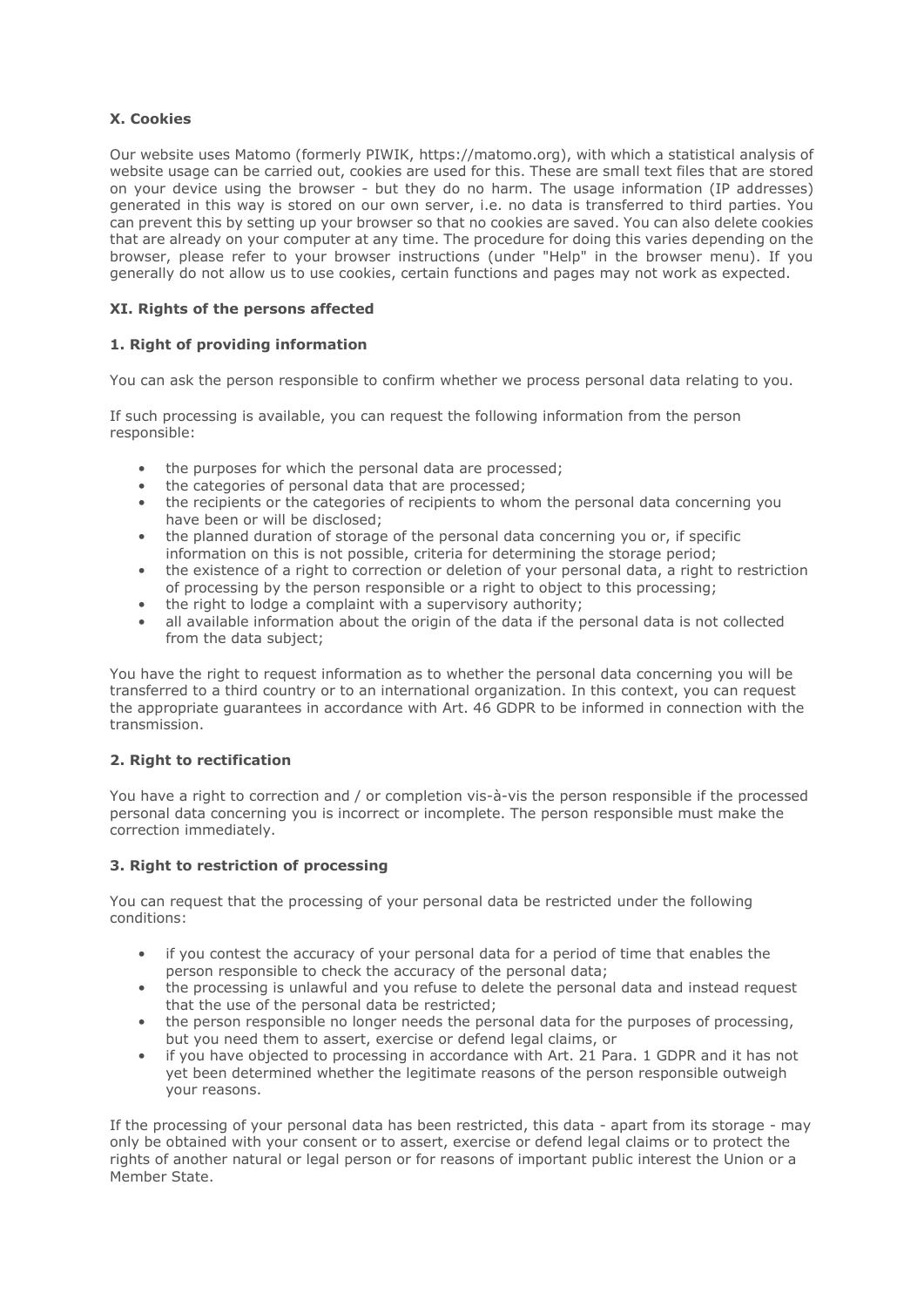### X. Cookies

Our website uses Matomo (formerly PIWIK, https://matomo.org), with which a statistical analysis of website usage can be carried out, cookies are used for this. These are small text files that are stored on your device using the browser - but they do no harm. The usage information (IP addresses) generated in this way is stored on our own server, i.e. no data is transferred to third parties. You can prevent this by setting up your browser so that no cookies are saved. You can also delete cookies that are already on your computer at any time. The procedure for doing this varies depending on the browser, please refer to your browser instructions (under "Help" in the browser menu). If you generally do not allow us to use cookies, certain functions and pages may not work as expected.

### XI. Rights of the persons affected

#### 1. Right of providing information

You can ask the person responsible to confirm whether we process personal data relating to you.

If such processing is available, you can request the following information from the person responsible:

- the purposes for which the personal data are processed;
- the categories of personal data that are processed;
- the recipients or the categories of recipients to whom the personal data concerning you have been or will be disclosed;
- the planned duration of storage of the personal data concerning you or, if specific information on this is not possible, criteria for determining the storage period;
- the existence of a right to correction or deletion of your personal data, a right to restriction of processing by the person responsible or a right to object to this processing;
- the right to lodge a complaint with a supervisory authority;
- all available information about the origin of the data if the personal data is not collected from the data subject;

You have the right to request information as to whether the personal data concerning you will be transferred to a third country or to an international organization. In this context, you can request the appropriate guarantees in accordance with Art. 46 GDPR to be informed in connection with the transmission.

#### 2. Right to rectification

You have a right to correction and / or completion vis-à-vis the person responsible if the processed personal data concerning you is incorrect or incomplete. The person responsible must make the correction immediately.

#### 3. Right to restriction of processing

You can request that the processing of your personal data be restricted under the following conditions:

- if you contest the accuracy of your personal data for a period of time that enables the person responsible to check the accuracy of the personal data;
- the processing is unlawful and you refuse to delete the personal data and instead request that the use of the personal data be restricted;
- the person responsible no longer needs the personal data for the purposes of processing, but you need them to assert, exercise or defend legal claims, or
- if you have objected to processing in accordance with Art. 21 Para. 1 GDPR and it has not yet been determined whether the legitimate reasons of the person responsible outweigh your reasons.

If the processing of your personal data has been restricted, this data - apart from its storage - may only be obtained with your consent or to assert, exercise or defend legal claims or to protect the rights of another natural or legal person or for reasons of important public interest the Union or a Member State.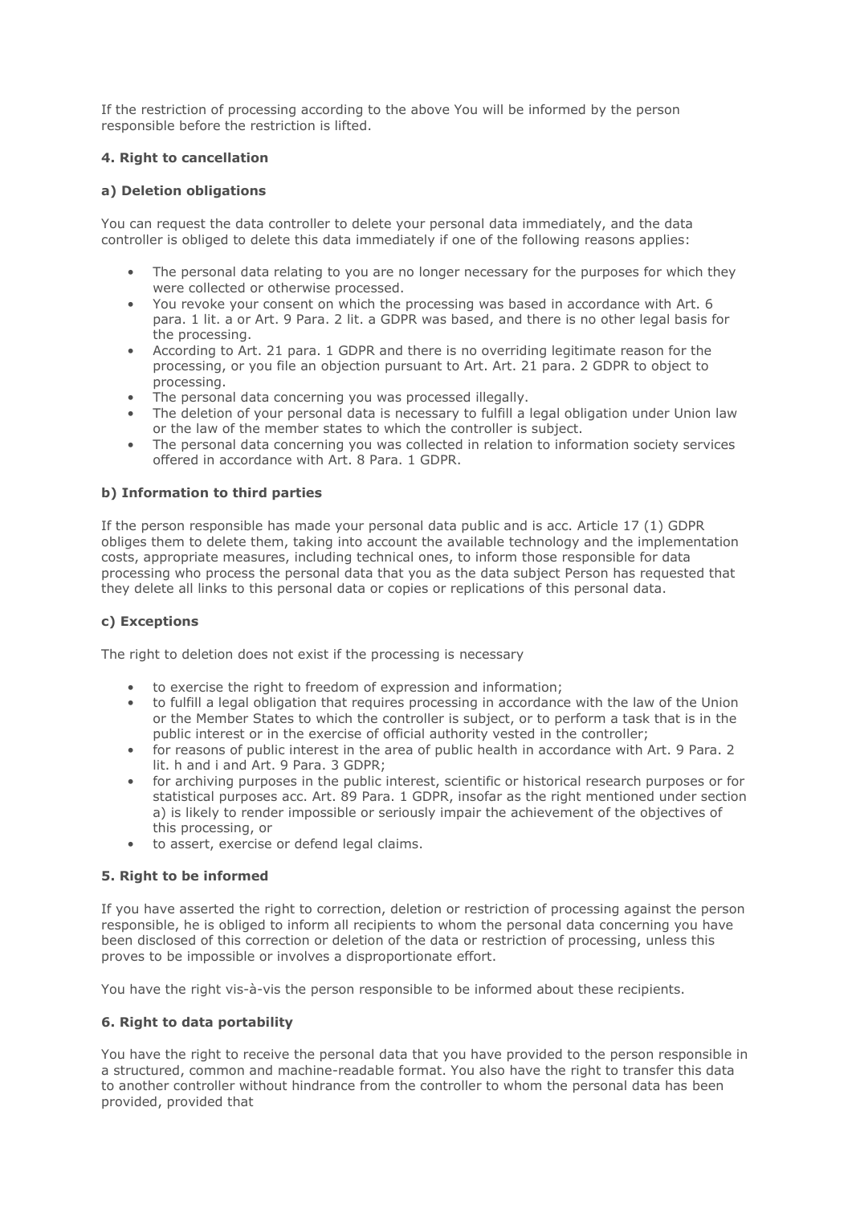If the restriction of processing according to the above You will be informed by the person responsible before the restriction is lifted.

**4. Right to cancellation**

**a) Deletion obligations**

You can request the data controller to delete your personal data immediately, and the data controller is obliged to delete this data immediately if one of the following reasons applies:

- The personal data relating to you are no longer necessary for the purposes for which they were collected or otherwise processed.
- You revoke your consent on which the processing was based in accordance with Art. 6 para. 1 lit. a or Art. 9 Para. 2 lit. a GDPR was based, and there is no other legal basis for the processing.
- According to Art. 21 para. 1 GDPR and there is no overriding legitimate reason for the processing, or you file an objection pursuant to Art. Art. 21 para. 2 GDPR to object to processing.
- The personal data concerning you was processed illegally.
- The deletion of your personal data is necessary to fulfill a legal obligation under Union law or the law of the member states to which the controller is subject.
- The personal data concerning you was collected in relation to information society services offered in accordance with Art. 8 Para. 1 GDPR.

**b) Information to third parties**

If the person responsible has made your personal data public and is acc. Article 17 (1) GDPR obliges them to delete them, taking into account the available technology and the implementation costs, appropriate measures, including technical ones, to inform those responsible for data processing who process the personal data that you as the data subject Person has requested that they delete all links to this personal data or copies or replications of this personal data.

**c) Exceptions**

The right to deletion does not exist if the processing is necessary

- to exercise the right to freedom of expression and information;
- to fulfill a legal obligation that requires processing in accordance with the law of the Union or the Member States to which the controller is subject, or to perform a task that is in the public interest or in the exercise of official authority vested in the controller;
- for reasons of public interest in the area of public health in accordance with Art. 9 Para. 2 lit. h and i and Art. 9 Para. 3 GDPR;
- for archiving purposes in the public interest, scientific or historical research purposes or for statistical purposes acc. Art. 89 Para. 1 GDPR, insofar as the right mentioned under section a) is likely to render impossible or seriously impair the achievement of the objectives of this processing, or
- to assert, exercise or defend legal claims.

**5. Right to be informed**

If you have asserted the right to correction, deletion or restriction of processing against the person responsible, he is obliged to inform all recipients to whom the personal data concerning you have been disclosed of this correction or deletion of the data or restriction of processing, unless this proves to be impossible or involves a disproportionate effort.

You have the right vis-à-vis the person responsible to be informed about these recipients.

**6. Right to data portability**

You have the right to receive the personal data that you have provided to the person responsible in a structured, common and machine-readable format. You also have the right to transfer this data to another controller without hindrance from the controller to whom the personal data has been provided, provided that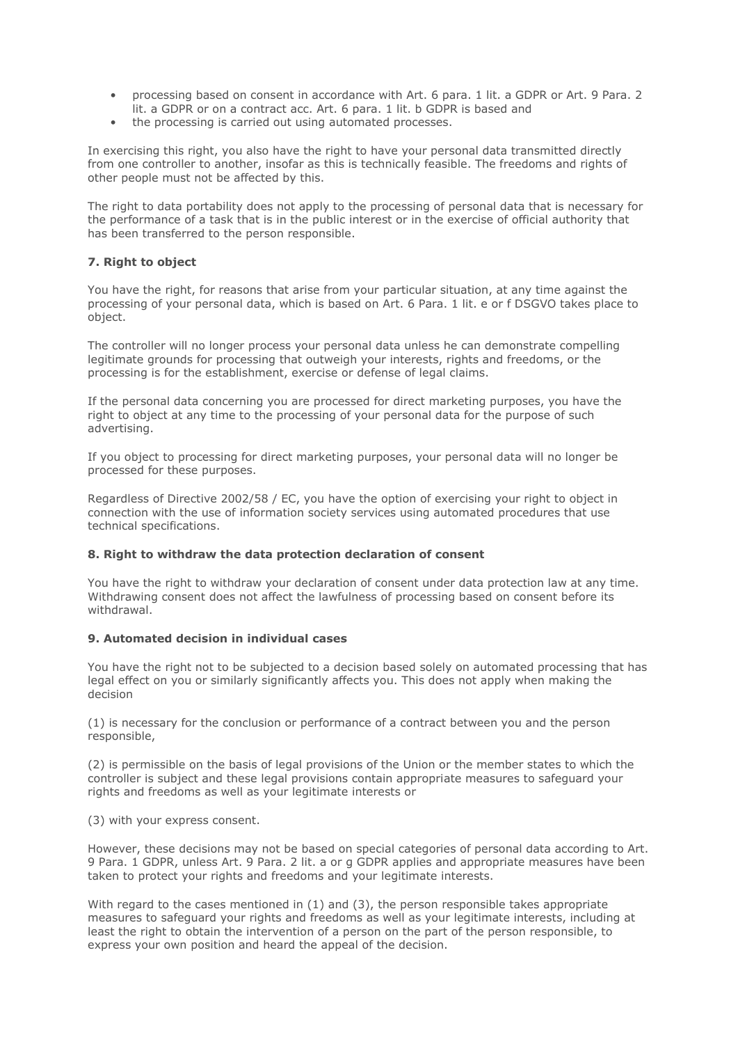- processing based on consent in accordance with Art. 6 para. 1 lit. a GDPR or Art. 9 Para. 2 lit. a GDPR or on a contract acc. Art. 6 para. 1 lit. b GDPR is based and
- the processing is carried out using automated processes.

In exercising this right, you also have the right to have your personal data transmitted directly from one controller to another, insofar as this is technically feasible. The freedoms and rights of other people must not be affected by this.

The right to data portability does not apply to the processing of personal data that is necessary for the performance of a task that is in the public interest or in the exercise of official authority that has been transferred to the person responsible.

#### 7. Right to object

You have the right, for reasons that arise from your particular situation, at any time against the processing of your personal data, which is based on Art. 6 Para. 1 lit. e or f DSGVO takes place to object.

The controller will no longer process your personal data unless he can demonstrate compelling legitimate grounds for processing that outweigh your interests, rights and freedoms, or the processing is for the establishment, exercise or defense of legal claims.

If the personal data concerning you are processed for direct marketing purposes, you have the right to object at any time to the processing of your personal data for the purpose of such advertising.

If you object to processing for direct marketing purposes, your personal data will no longer be processed for these purposes.

Regardless of Directive 2002/58 / EC, you have the option of exercising your right to object in connection with the use of information society services using automated procedures that use technical specifications.

#### 8. Right to withdraw the data protection declaration of consent

You have the right to withdraw your declaration of consent under data protection law at any time. Withdrawing consent does not affect the lawfulness of processing based on consent before its withdrawal.

#### 9. Automated decision in individual cases

You have the right not to be subjected to a decision based solely on automated processing that has legal effect on you or similarly significantly affects you. This does not apply when making the decision

(1) is necessary for the conclusion or performance of a contract between you and the person responsible,

(2) is permissible on the basis of legal provisions of the Union or the member states to which the controller is subject and these legal provisions contain appropriate measures to safeguard your rights and freedoms as well as your legitimate interests or

(3) with your express consent.

However, these decisions may not be based on special categories of personal data according to Art. 9 Para. 1 GDPR, unless Art. 9 Para. 2 lit. a or g GDPR applies and appropriate measures have been taken to protect your rights and freedoms and your legitimate interests.

With regard to the cases mentioned in (1) and (3), the person responsible takes appropriate measures to safeguard your rights and freedoms as well as your legitimate interests, including at least the right to obtain the intervention of a person on the part of the person responsible, to express your own position and heard the appeal of the decision.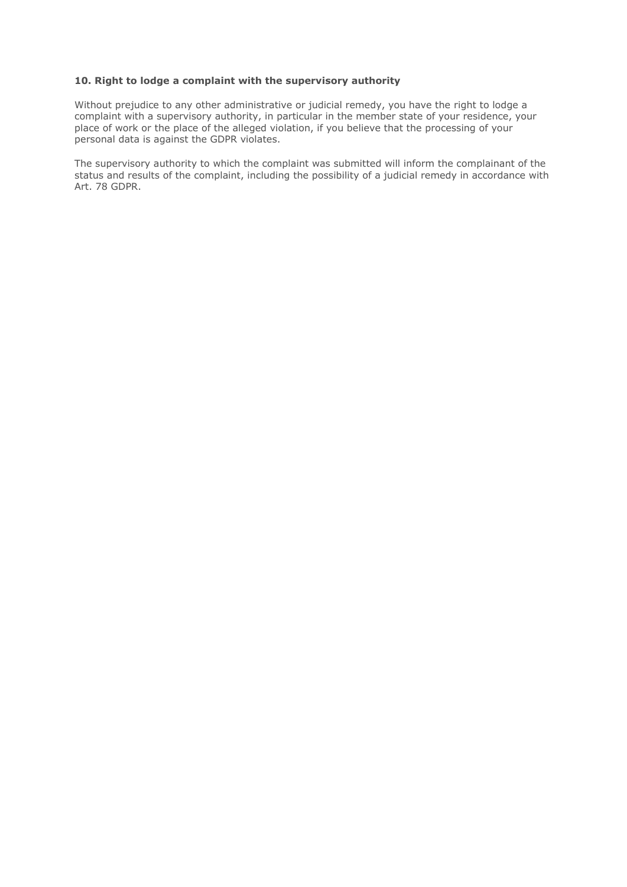### 10. Right to lodge a complaint with the supervisory authority

Without prejudice to any other administrative or judicial remedy, you have the right to lodge a complaint with a supervisory authority, in particular in the member state of your residence, your place of work or the place of the alleged violation, if you believe that the processing of your personal data is against the GDPR violates.

The supervisory authority to which the complaint was submitted will inform the complainant of the status and results of the complaint, including the possibility of a judicial remedy in accordance with Art. 78 GDPR.